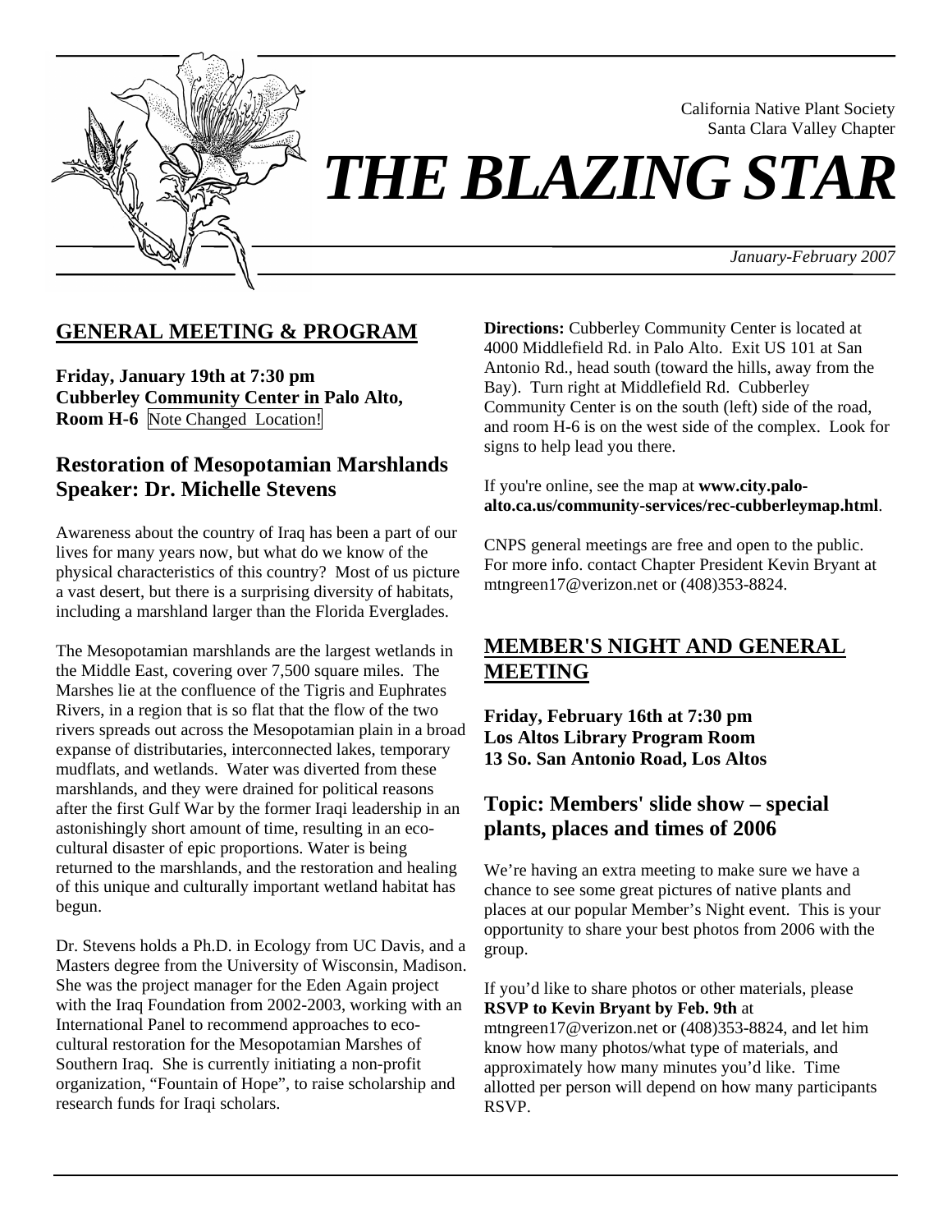California Native Plant Society
Santa Clara Valley Chapter

# *THE BLAZING STAR*

*January-February 2007*

## GENERAL MEETING & PROGRAM

**Friday, January 19th at 7:30 pm**
**Cubberley Community Center in Palo Alto, Room H-6** Note Changed Location!

### Restoration of Mesopotamian Marshlands
### Speaker: Dr. Michelle Stevens

Awareness about the country of Iraq has been a part of our lives for many years now, but what do we know of the physical characteristics of this country? Most of us picture a vast desert, but there is a surprising diversity of habitats, including a marshland larger than the Florida Everglades.

The Mesopotamian marshlands are the largest wetlands in the Middle East, covering over 7,500 square miles. The Marshes lie at the confluence of the Tigris and Euphrates Rivers, in a region that is so flat that the flow of the two rivers spreads out across the Mesopotamian plain in a broad expanse of distributaries, interconnected lakes, temporary mudflats, and wetlands. Water was diverted from these marshlands, and they were drained for political reasons after the first Gulf War by the former Iraqi leadership in an astonishingly short amount of time, resulting in an eco-cultural disaster of epic proportions. Water is being returned to the marshlands, and the restoration and healing of this unique and culturally important wetland habitat has begun.

Dr. Stevens holds a Ph.D. in Ecology from UC Davis, and a Masters degree from the University of Wisconsin, Madison. She was the project manager for the Eden Again project with the Iraq Foundation from 2002-2003, working with an International Panel to recommend approaches to eco-cultural restoration for the Mesopotamian Marshes of Southern Iraq. She is currently initiating a non-profit organization, "Fountain of Hope", to raise scholarship and research funds for Iraqi scholars.

**Directions:** Cubberley Community Center is located at 4000 Middlefield Rd. in Palo Alto. Exit US 101 at San Antonio Rd., head south (toward the hills, away from the Bay). Turn right at Middlefield Rd. Cubberley Community Center is on the south (left) side of the road, and room H-6 is on the west side of the complex. Look for signs to help lead you there.

If you're online, see the map at **www.city.palo-alto.ca.us/community-services/rec-cubberleymap.html**.

CNPS general meetings are free and open to the public. For more info. contact Chapter President Kevin Bryant at mtngreen17@verizon.net or (408)353-8824.

## MEMBER'S NIGHT AND GENERAL MEETING

**Friday, February 16th at 7:30 pm**
**Los Altos Library Program Room**
**13 So. San Antonio Road, Los Altos**

### Topic: Members' slide show – special plants, places and times of 2006

We're having an extra meeting to make sure we have a chance to see some great pictures of native plants and places at our popular Member's Night event. This is your opportunity to share your best photos from 2006 with the group.

If you'd like to share photos or other materials, please **RSVP to Kevin Bryant by Feb. 9th** at mtngreen17@verizon.net or (408)353-8824, and let him know how many photos/what type of materials, and approximately how many minutes you'd like. Time allotted per person will depend on how many participants RSVP.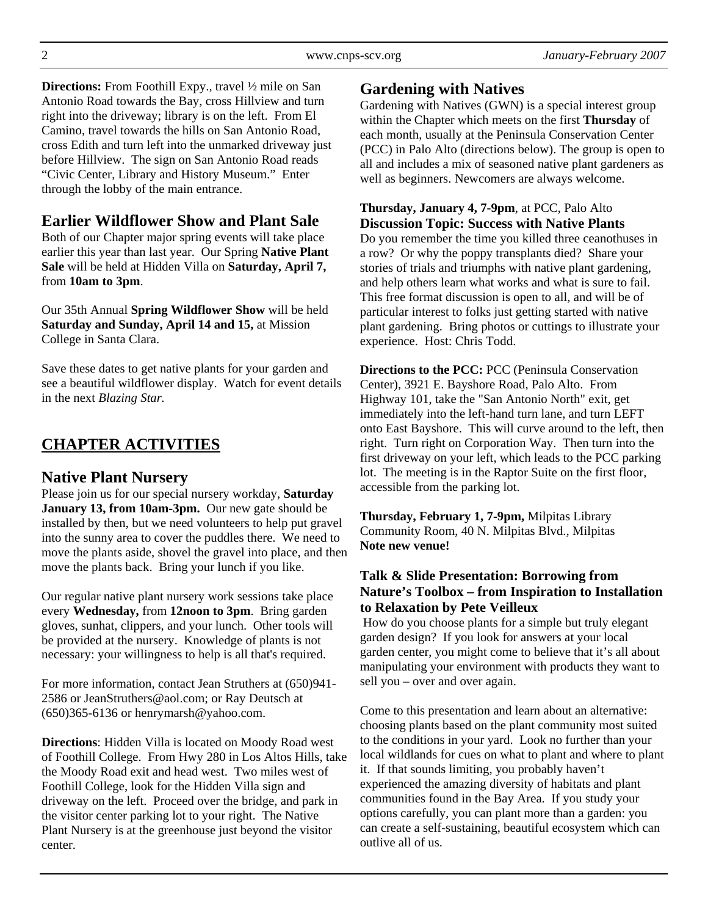**Directions:** From Foothill Expy., travel ½ mile on San Antonio Road towards the Bay, cross Hillview and turn right into the driveway; library is on the left. From El Camino, travel towards the hills on San Antonio Road, cross Edith and turn left into the unmarked driveway just before Hillview. The sign on San Antonio Road reads "Civic Center, Library and History Museum." Enter through the lobby of the main entrance.

## Earlier Wildflower Show and Plant Sale

Both of our Chapter major spring events will take place earlier this year than last year. Our Spring **Native Plant Sale** will be held at Hidden Villa on **Saturday, April 7,** from **10am to 3pm**.

Our 35th Annual **Spring Wildflower Show** will be held **Saturday and Sunday, April 14 and 15,** at Mission College in Santa Clara.

Save these dates to get native plants for your garden and see a beautiful wildflower display. Watch for event details in the next *Blazing Star.*

# CHAPTER ACTIVITIES

## Native Plant Nursery

Please join us for our special nursery workday, **Saturday January 13, from 10am-3pm.** Our new gate should be installed by then, but we need volunteers to help put gravel into the sunny area to cover the puddles there. We need to move the plants aside, shovel the gravel into place, and then move the plants back. Bring your lunch if you like.

Our regular native plant nursery work sessions take place every **Wednesday,** from **12noon to 3pm**. Bring garden gloves, sunhat, clippers, and your lunch. Other tools will be provided at the nursery. Knowledge of plants is not necessary: your willingness to help is all that's required.

For more information, contact Jean Struthers at (650)941-2586 or JeanStruthers@aol.com; or Ray Deutsch at (650)365-6136 or henrymarsh@yahoo.com.

**Directions**: Hidden Villa is located on Moody Road west of Foothill College. From Hwy 280 in Los Altos Hills, take the Moody Road exit and head west. Two miles west of Foothill College, look for the Hidden Villa sign and driveway on the left. Proceed over the bridge, and park in the visitor center parking lot to your right. The Native Plant Nursery is at the greenhouse just beyond the visitor center.

## Gardening with Natives

Gardening with Natives (GWN) is a special interest group within the Chapter which meets on the first **Thursday** of each month, usually at the Peninsula Conservation Center (PCC) in Palo Alto (directions below). The group is open to all and includes a mix of seasoned native plant gardeners as well as beginners. Newcomers are always welcome.

**Thursday, January 4, 7-9pm**, at PCC, Palo Alto
**Discussion Topic: Success with Native Plants**
Do you remember the time you killed three ceanothuses in a row? Or why the poppy transplants died? Share your stories of trials and triumphs with native plant gardening, and help others learn what works and what is sure to fail. This free format discussion is open to all, and will be of particular interest to folks just getting started with native plant gardening. Bring photos or cuttings to illustrate your experience. Host: Chris Todd.

**Directions to the PCC:** PCC (Peninsula Conservation Center), 3921 E. Bayshore Road, Palo Alto. From Highway 101, take the "San Antonio North" exit, get immediately into the left-hand turn lane, and turn LEFT onto East Bayshore. This will curve around to the left, then right. Turn right on Corporation Way. Then turn into the first driveway on your left, which leads to the PCC parking lot. The meeting is in the Raptor Suite on the first floor, accessible from the parking lot.

**Thursday, February 1, 7-9pm,** Milpitas Library Community Room, 40 N. Milpitas Blvd., Milpitas
**Note new venue!**

**Talk & Slide Presentation: Borrowing from Nature's Toolbox – from Inspiration to Installation to Relaxation by Pete Veilleux**

How do you choose plants for a simple but truly elegant garden design? If you look for answers at your local garden center, you might come to believe that it's all about manipulating your environment with products they want to sell you – over and over again.

Come to this presentation and learn about an alternative: choosing plants based on the plant community most suited to the conditions in your yard. Look no further than your local wildlands for cues on what to plant and where to plant it. If that sounds limiting, you probably haven't experienced the amazing diversity of habitats and plant communities found in the Bay Area. If you study your options carefully, you can plant more than a garden: you can create a self-sustaining, beautiful ecosystem which can outlive all of us.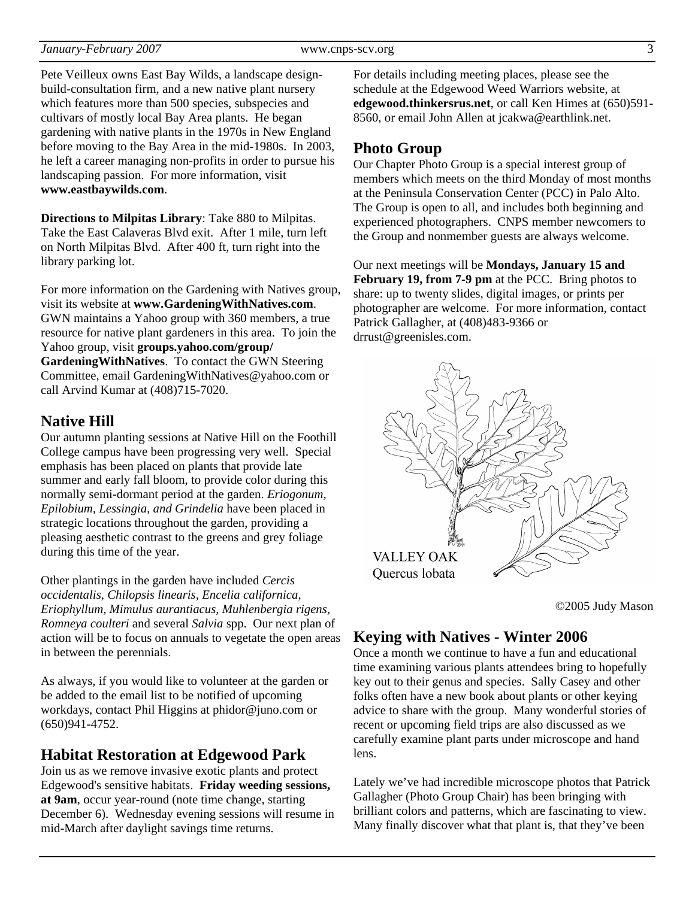Pete Veilleux owns East Bay Wilds, a landscape design-build-consultation firm, and a new native plant nursery which features more than 500 species, subspecies and cultivars of mostly local Bay Area plants. He began gardening with native plants in the 1970s in New England before moving to the Bay Area in the mid-1980s. In 2003, he left a career managing non-profits in order to pursue his landscaping passion. For more information, visit **www.eastbaywilds.com**.

**Directions to Milpitas Library**: Take 880 to Milpitas. Take the East Calaveras Blvd exit. After 1 mile, turn left on North Milpitas Blvd. After 400 ft, turn right into the library parking lot.

For more information on the Gardening with Natives group, visit its website at **www.GardeningWithNatives.com**. GWN maintains a Yahoo group with 360 members, a true resource for native plant gardeners in this area. To join the Yahoo group, visit **groups.yahoo.com/group/GardeningWithNatives**. To contact the GWN Steering Committee, email GardeningWithNatives@yahoo.com or call Arvind Kumar at (408)715-7020.

## Native Hill

Our autumn planting sessions at Native Hill on the Foothill College campus have been progressing very well. Special emphasis has been placed on plants that provide late summer and early fall bloom, to provide color during this normally semi-dormant period at the garden. *Eriogonum, Epilobium, Lessingia, and Grindelia* have been placed in strategic locations throughout the garden, providing a pleasing aesthetic contrast to the greens and grey foliage during this time of the year.

Other plantings in the garden have included *Cercis occidentalis, Chilopsis linearis, Encelia californica, Eriophyllum, Mimulus aurantiacus, Muhlenbergia rigens, Romneya coulteri* and several *Salvia* spp. Our next plan of action will be to focus on annuals to vegetate the open areas in between the perennials.

As always, if you would like to volunteer at the garden or be added to the email list to be notified of upcoming workdays, contact Phil Higgins at phidor@juno.com or (650)941-4752.

## Habitat Restoration at Edgewood Park

Join us as we remove invasive exotic plants and protect Edgewood's sensitive habitats. **Friday weeding sessions, at 9am**, occur year-round (note time change, starting December 6). Wednesday evening sessions will resume in mid-March after daylight savings time returns.

For details including meeting places, please see the schedule at the Edgewood Weed Warriors website, at **edgewood.thinkersrus.net**, or call Ken Himes at (650)591-8560, or email John Allen at jcakwa@earthlink.net.

## Photo Group

Our Chapter Photo Group is a special interest group of members which meets on the third Monday of most months at the Peninsula Conservation Center (PCC) in Palo Alto. The Group is open to all, and includes both beginning and experienced photographers. CNPS member newcomers to the Group and nonmember guests are always welcome.

Our next meetings will be **Mondays, January 15 and February 19, from 7-9 pm** at the PCC. Bring photos to share: up to twenty slides, digital images, or prints per photographer are welcome. For more information, contact Patrick Gallagher, at (408)483-9366 or drrust@greenisles.com.

VALLEY OAK
Quercus lobata

©2005 Judy Mason

## Keying with Natives - Winter 2006

Once a month we continue to have a fun and educational time examining various plants attendees bring to hopefully key out to their genus and species. Sally Casey and other folks often have a new book about plants or other keying advice to share with the group. Many wonderful stories of recent or upcoming field trips are also discussed as we carefully examine plant parts under microscope and hand lens.

Lately we've had incredible microscope photos that Patrick Gallagher (Photo Group Chair) has been bringing with brilliant colors and patterns, which are fascinating to view. Many finally discover what that plant is, that they've been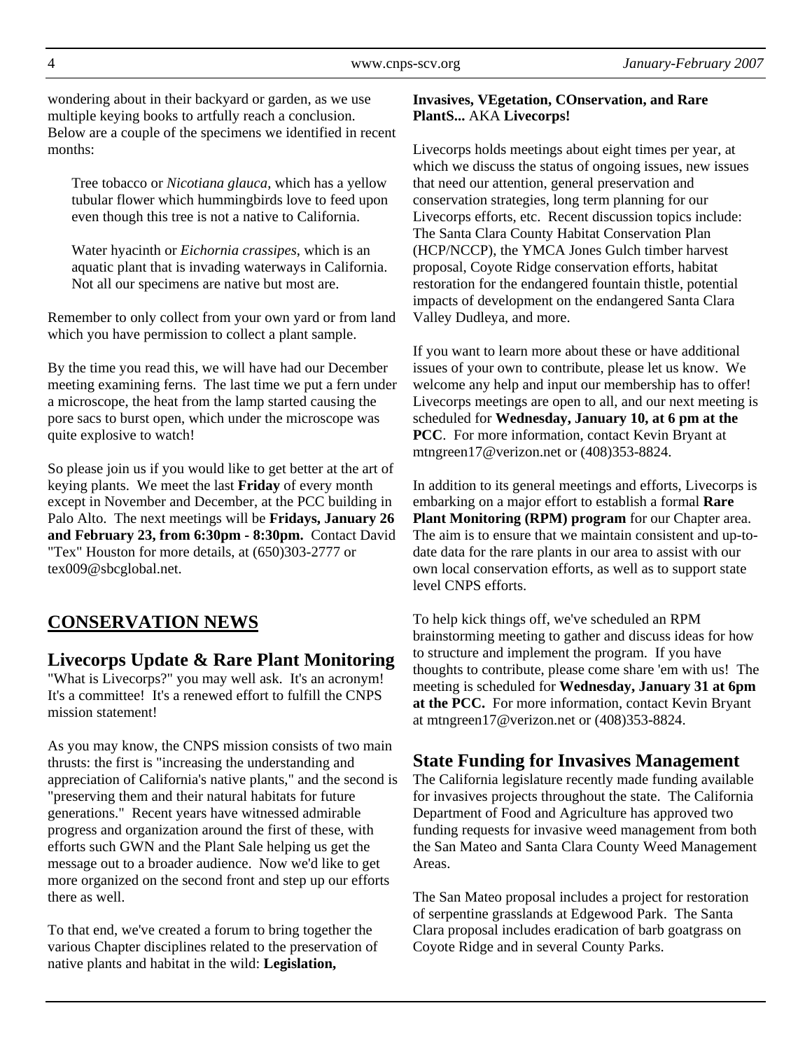wondering about in their backyard or garden, as we use multiple keying books to artfully reach a conclusion. Below are a couple of the specimens we identified in recent months:

> Tree tobacco or *Nicotiana glauca*, which has a yellow tubular flower which hummingbirds love to feed upon even though this tree is not a native to California.
>
> Water hyacinth or *Eichornia crassipes*, which is an aquatic plant that is invading waterways in California. Not all our specimens are native but most are.

Remember to only collect from your own yard or from land which you have permission to collect a plant sample.

By the time you read this, we will have had our December meeting examining ferns. The last time we put a fern under a microscope, the heat from the lamp started causing the pore sacs to burst open, which under the microscope was quite explosive to watch!

So please join us if you would like to get better at the art of keying plants. We meet the last **Friday** of every month except in November and December, at the PCC building in Palo Alto. The next meetings will be **Fridays, January 26 and February 23, from 6:30pm - 8:30pm.** Contact David "Tex" Houston for more details, at (650)303-2777 or tex009@sbcglobal.net.

## CONSERVATION NEWS

### Livecorps Update & Rare Plant Monitoring

"What is Livecorps?" you may well ask. It's an acronym! It's a committee! It's a renewed effort to fulfill the CNPS mission statement!

As you may know, the CNPS mission consists of two main thrusts: the first is "increasing the understanding and appreciation of California's native plants," and the second is "preserving them and their natural habitats for future generations." Recent years have witnessed admirable progress and organization around the first of these, with efforts such GWN and the Plant Sale helping us get the message out to a broader audience. Now we'd like to get more organized on the second front and step up our efforts there as well.

To that end, we've created a forum to bring together the various Chapter disciplines related to the preservation of native plants and habitat in the wild: **Legislation, Invasives, VEgetation, COnservation, and Rare PlantS...** AKA **Livecorps!**

Livecorps holds meetings about eight times per year, at which we discuss the status of ongoing issues, new issues that need our attention, general preservation and conservation strategies, long term planning for our Livecorps efforts, etc. Recent discussion topics include: The Santa Clara County Habitat Conservation Plan (HCP/NCCP), the YMCA Jones Gulch timber harvest proposal, Coyote Ridge conservation efforts, habitat restoration for the endangered fountain thistle, potential impacts of development on the endangered Santa Clara Valley Dudleya, and more.

If you want to learn more about these or have additional issues of your own to contribute, please let us know. We welcome any help and input our membership has to offer! Livecorps meetings are open to all, and our next meeting is scheduled for **Wednesday, January 10, at 6 pm at the PCC**. For more information, contact Kevin Bryant at mtngreen17@verizon.net or (408)353-8824.

In addition to its general meetings and efforts, Livecorps is embarking on a major effort to establish a formal **Rare Plant Monitoring (RPM) program** for our Chapter area. The aim is to ensure that we maintain consistent and up-to-date data for the rare plants in our area to assist with our own local conservation efforts, as well as to support state level CNPS efforts.

To help kick things off, we've scheduled an RPM brainstorming meeting to gather and discuss ideas for how to structure and implement the program. If you have thoughts to contribute, please come share 'em with us! The meeting is scheduled for **Wednesday, January 31 at 6pm at the PCC.** For more information, contact Kevin Bryant at mtngreen17@verizon.net or (408)353-8824.

### State Funding for Invasives Management

The California legislature recently made funding available for invasives projects throughout the state. The California Department of Food and Agriculture has approved two funding requests for invasive weed management from both the San Mateo and Santa Clara County Weed Management Areas.

The San Mateo proposal includes a project for restoration of serpentine grasslands at Edgewood Park. The Santa Clara proposal includes eradication of barb goatgrass on Coyote Ridge and in several County Parks.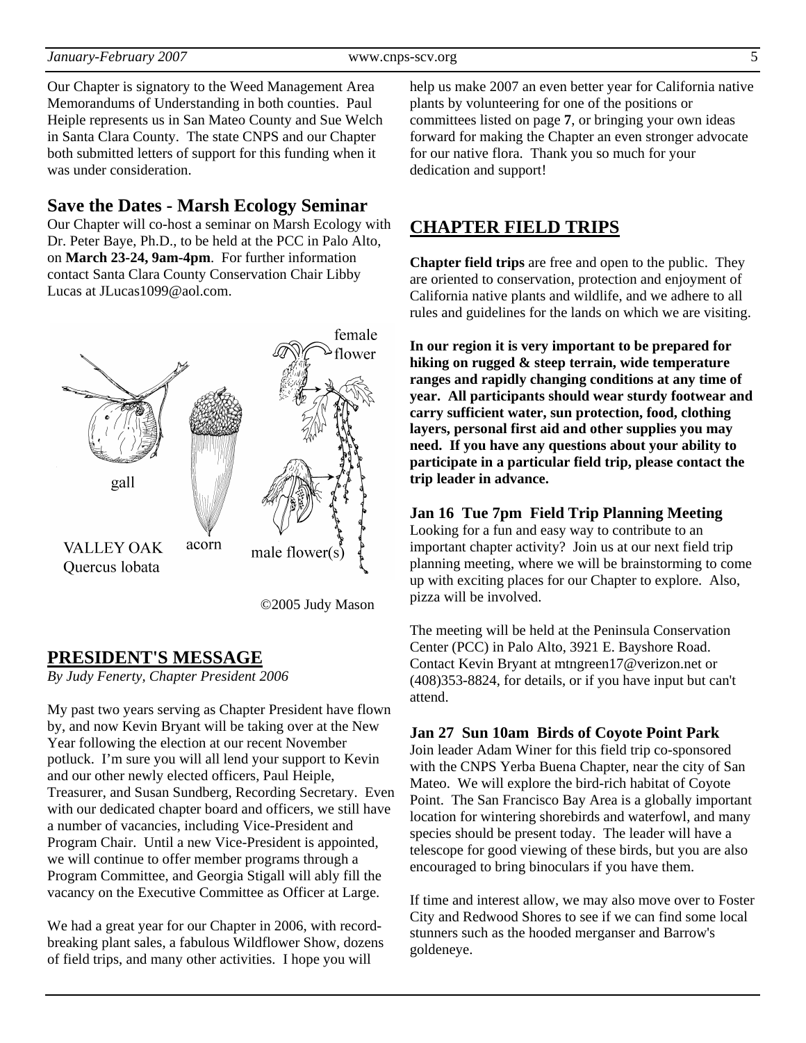Our Chapter is signatory to the Weed Management Area Memorandums of Understanding in both counties. Paul Heiple represents us in San Mateo County and Sue Welch in Santa Clara County. The state CNPS and our Chapter both submitted letters of support for this funding when it was under consideration.

### Save the Dates - Marsh Ecology Seminar

Our Chapter will co-host a seminar on Marsh Ecology with Dr. Peter Baye, Ph.D., to be held at the PCC in Palo Alto, on **March 23-24, 9am-4pm**. For further information contact Santa Clara County Conservation Chair Libby Lucas at JLucas1099@aol.com.

gall

acorn

female flower

male flower(s)

VALLEY OAK
Quercus lobata

©2005 Judy Mason

## PRESIDENT'S MESSAGE

*By Judy Fenerty, Chapter President 2006*

My past two years serving as Chapter President have flown by, and now Kevin Bryant will be taking over at the New Year following the election at our recent November potluck. I'm sure you will all lend your support to Kevin and our other newly elected officers, Paul Heiple, Treasurer, and Susan Sundberg, Recording Secretary. Even with our dedicated chapter board and officers, we still have a number of vacancies, including Vice-President and Program Chair. Until a new Vice-President is appointed, we will continue to offer member programs through a Program Committee, and Georgia Stigall will ably fill the vacancy on the Executive Committee as Officer at Large.

We had a great year for our Chapter in 2006, with record-breaking plant sales, a fabulous Wildflower Show, dozens of field trips, and many other activities. I hope you will help us make 2007 an even better year for California native plants by volunteering for one of the positions or committees listed on page **7**, or bringing your own ideas forward for making the Chapter an even stronger advocate for our native flora. Thank you so much for your dedication and support!

## CHAPTER FIELD TRIPS

**Chapter field trips** are free and open to the public. They are oriented to conservation, protection and enjoyment of California native plants and wildlife, and we adhere to all rules and guidelines for the lands on which we are visiting.

**In our region it is very important to be prepared for hiking on rugged & steep terrain, wide temperature ranges and rapidly changing conditions at any time of year. All participants should wear sturdy footwear and carry sufficient water, sun protection, food, clothing layers, personal first aid and other supplies you may need. If you have any questions about your ability to participate in a particular field trip, please contact the trip leader in advance.**

### Jan 16 Tue 7pm Field Trip Planning Meeting

Looking for a fun and easy way to contribute to an important chapter activity? Join us at our next field trip planning meeting, where we will be brainstorming to come up with exciting places for our Chapter to explore. Also, pizza will be involved.

The meeting will be held at the Peninsula Conservation Center (PCC) in Palo Alto, 3921 E. Bayshore Road. Contact Kevin Bryant at mtngreen17@verizon.net or (408)353-8824, for details, or if you have input but can't attend.

### Jan 27 Sun 10am Birds of Coyote Point Park

Join leader Adam Winer for this field trip co-sponsored with the CNPS Yerba Buena Chapter, near the city of San Mateo. We will explore the bird-rich habitat of Coyote Point. The San Francisco Bay Area is a globally important location for wintering shorebirds and waterfowl, and many species should be present today. The leader will have a telescope for good viewing of these birds, but you are also encouraged to bring binoculars if you have them.

If time and interest allow, we may also move over to Foster City and Redwood Shores to see if we can find some local stunners such as the hooded merganser and Barrow's goldeneye.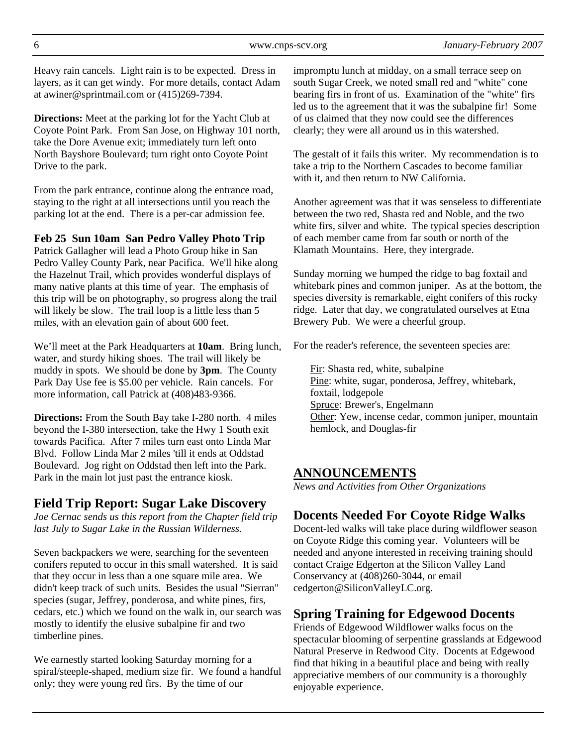Heavy rain cancels. Light rain is to be expected. Dress in layers, as it can get windy. For more details, contact Adam at awiner@sprintmail.com or (415)269-7394.

**Directions:** Meet at the parking lot for the Yacht Club at Coyote Point Park. From San Jose, on Highway 101 north, take the Dore Avenue exit; immediately turn left onto North Bayshore Boulevard; turn right onto Coyote Point Drive to the park.

From the park entrance, continue along the entrance road, staying to the right at all intersections until you reach the parking lot at the end. There is a per-car admission fee.

**Feb 25 Sun 10am San Pedro Valley Photo Trip**
Patrick Gallagher will lead a Photo Group hike in San Pedro Valley County Park, near Pacifica. We'll hike along the Hazelnut Trail, which provides wonderful displays of many native plants at this time of year. The emphasis of this trip will be on photography, so progress along the trail will likely be slow. The trail loop is a little less than 5 miles, with an elevation gain of about 600 feet.

We'll meet at the Park Headquarters at **10am**. Bring lunch, water, and sturdy hiking shoes. The trail will likely be muddy in spots. We should be done by **3pm**. The County Park Day Use fee is $5.00 per vehicle. Rain cancels. For more information, call Patrick at (408)483-9366.

**Directions:** From the South Bay take I-280 north. 4 miles beyond the I-380 intersection, take the Hwy 1 South exit towards Pacifica. After 7 miles turn east onto Linda Mar Blvd. Follow Linda Mar 2 miles 'till it ends at Oddstad Boulevard. Jog right on Oddstad then left into the Park. Park in the main lot just past the entrance kiosk.

## Field Trip Report: Sugar Lake Discovery

*Joe Cernac sends us this report from the Chapter field trip last July to Sugar Lake in the Russian Wilderness.*

Seven backpackers we were, searching for the seventeen conifers reputed to occur in this small watershed. It is said that they occur in less than a one square mile area. We didn't keep track of such units. Besides the usual "Sierran" species (sugar, Jeffrey, ponderosa, and white pines, firs, cedars, etc.) which we found on the walk in, our search was mostly to identify the elusive subalpine fir and two timberline pines.

We earnestly started looking Saturday morning for a spiral/steeple-shaped, medium size fir. We found a handful only; they were young red firs. By the time of our impromptu lunch at midday, on a small terrace seep on south Sugar Creek, we noted small red and "white" cone bearing firs in front of us. Examination of the "white" firs led us to the agreement that it was the subalpine fir! Some of us claimed that they now could see the differences clearly; they were all around us in this watershed.

The gestalt of it fails this writer. My recommendation is to take a trip to the Northern Cascades to become familiar with it, and then return to NW California.

Another agreement was that it was senseless to differentiate between the two red, Shasta red and Noble, and the two white firs, silver and white. The typical species description of each member came from far south or north of the Klamath Mountains. Here, they intergrade.

Sunday morning we humped the ridge to bag foxtail and whitebark pines and common juniper. As at the bottom, the species diversity is remarkable, eight conifers of this rocky ridge. Later that day, we congratulated ourselves at Etna Brewery Pub. We were a cheerful group.

For the reader's reference, the seventeen species are:

> <u>Fir</u>: Shasta red, white, subalpine
> <u>Pine</u>: white, sugar, ponderosa, Jeffrey, whitebark, foxtail, lodgepole
> <u>Spruce</u>: Brewer's, Engelmann
> <u>Other</u>: Yew, incense cedar, common juniper, mountain hemlock, and Douglas-fir

# ANNOUNCEMENTS

*News and Activities from Other Organizations*

## Docents Needed For Coyote Ridge Walks

Docent-led walks will take place during wildflower season on Coyote Ridge this coming year. Volunteers will be needed and anyone interested in receiving training should contact Craige Edgerton at the Silicon Valley Land Conservancy at (408)260-3044, or email cedgerton@SiliconValleyLC.org.

## Spring Training for Edgewood Docents

Friends of Edgewood Wildflower walks focus on the spectacular blooming of serpentine grasslands at Edgewood Natural Preserve in Redwood City. Docents at Edgewood find that hiking in a beautiful place and being with really appreciative members of our community is a thoroughly enjoyable experience.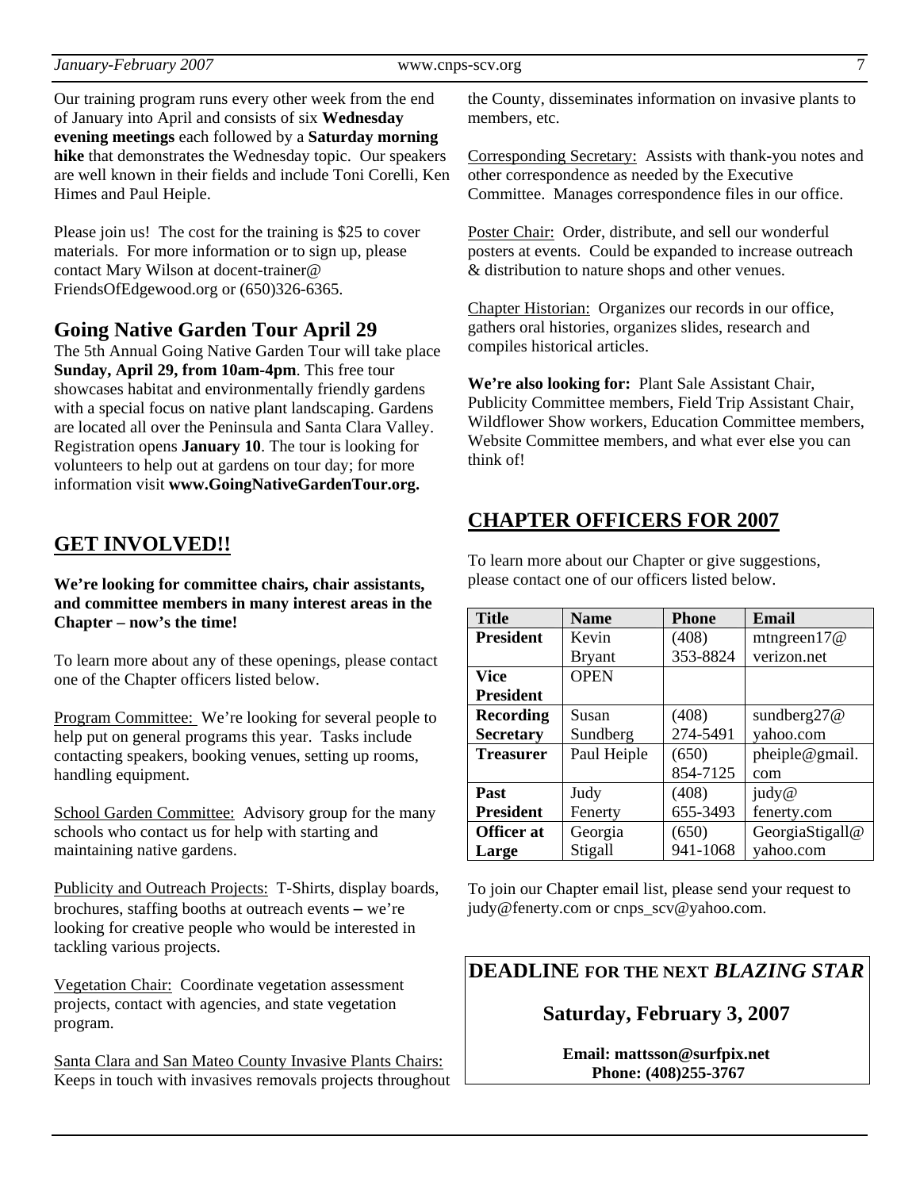Our training program runs every other week from the end of January into April and consists of six **Wednesday evening meetings** each followed by a **Saturday morning hike** that demonstrates the Wednesday topic. Our speakers are well known in their fields and include Toni Corelli, Ken Himes and Paul Heiple.

Please join us! The cost for the training is $25 to cover materials. For more information or to sign up, please contact Mary Wilson at docent-trainer@FriendsOfEdgewood.org or (650)326-6365.

## Going Native Garden Tour April 29

The 5th Annual Going Native Garden Tour will take place **Sunday, April 29, from 10am-4pm**. This free tour showcases habitat and environmentally friendly gardens with a special focus on native plant landscaping. Gardens are located all over the Peninsula and Santa Clara Valley. Registration opens **January 10**. The tour is looking for volunteers to help out at gardens on tour day; for more information visit **www.GoingNativeGardenTour.org.**

## GET INVOLVED!!

**We're looking for committee chairs, chair assistants, and committee members in many interest areas in the Chapter – now's the time!**

To learn more about any of these openings, please contact one of the Chapter officers listed below.

Program Committee: We're looking for several people to help put on general programs this year. Tasks include contacting speakers, booking venues, setting up rooms, handling equipment.

School Garden Committee: Advisory group for the many schools who contact us for help with starting and maintaining native gardens.

Publicity and Outreach Projects: T-Shirts, display boards, brochures, staffing booths at outreach events – we're looking for creative people who would be interested in tackling various projects.

Vegetation Chair: Coordinate vegetation assessment projects, contact with agencies, and state vegetation program.

Santa Clara and San Mateo County Invasive Plants Chairs: Keeps in touch with invasives removals projects throughout the County, disseminates information on invasive plants to members, etc.

Corresponding Secretary: Assists with thank-you notes and other correspondence as needed by the Executive Committee. Manages correspondence files in our office.

Poster Chair: Order, distribute, and sell our wonderful posters at events. Could be expanded to increase outreach & distribution to nature shops and other venues.

Chapter Historian: Organizes our records in our office, gathers oral histories, organizes slides, research and compiles historical articles.

**We're also looking for:** Plant Sale Assistant Chair, Publicity Committee members, Field Trip Assistant Chair, Wildflower Show workers, Education Committee members, Website Committee members, and what ever else you can think of!

## CHAPTER OFFICERS FOR 2007

To learn more about our Chapter or give suggestions, please contact one of our officers listed below.

| Title | Name | Phone | Email |
|---|---|---|---|
| **President** | Kevin Bryant | (408) 353-8824 | mtngreen17@verizon.net |
| **Vice President** | OPEN | | |
| **Recording Secretary** | Susan Sundberg | (408) 274-5491 | sundberg27@yahoo.com |
| **Treasurer** | Paul Heiple | (650) 854-7125 | pheiple@gmail.com |
| **Past President** | Judy Fenerty | (408) 655-3493 | judy@fenerty.com |
| **Officer at Large** | Georgia Stigall | (650) 941-1068 | GeorgiaStigall@yahoo.com |

To join our Chapter email list, please send your request to judy@fenerty.com or cnps_scv@yahoo.com.

**DEADLINE FOR THE NEXT *BLAZING STAR***

**Saturday, February 3, 2007**

**Email: mattsson@surfpix.net**
**Phone: (408)255-3767**